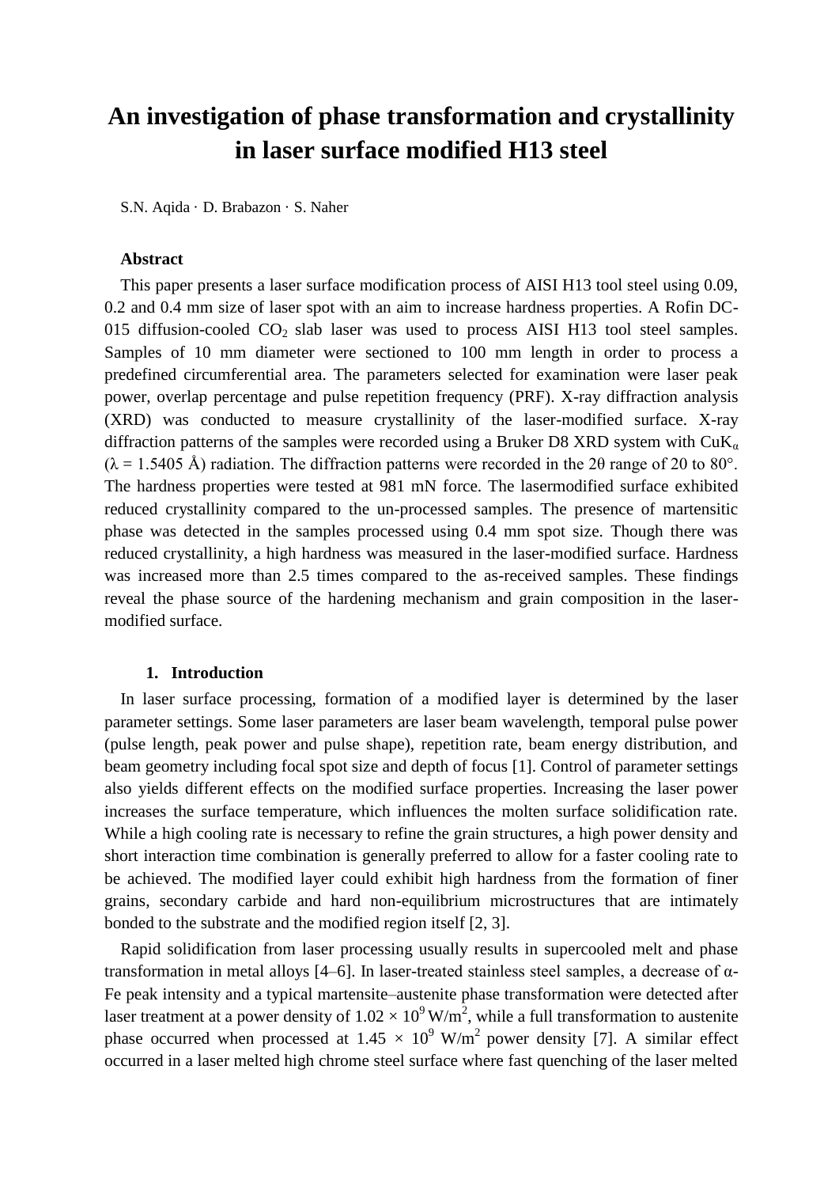# An investigation of phase transformation and crystallinity in laser surface modified H13 steel

S.N. Aqida · D. Brabazon · S. Naher

### Abstract

This paper presents a laser surface modification process of AISI H13 tool steel using 0.09, 0.2 and 0.4 mm size of laser spot with an aim to increase hardness properties. A Rofin DC-015 diffusion-cooled $CO_2$ slab laser was used to process AISI H13 tool steel samples. Samples of 10 mm diameter were sectioned to 100 mm length in order to process a predefined circumferential area. The parameters selected for examination were laser peak power, overlap percentage and pulse repetition frequency (PRF). X-ray diffraction analysis (XRD) was conducted to measure crystallinity of the laser-modified surface. X-ray diffraction patterns of the samples were recorded using a Bruker D8 XRD system with $CuK_\alpha$ ($\lambda$ = 1.5405 Å) radiation. The diffraction patterns were recorded in the 2θ range of 20 to 80°. The hardness properties were tested at 981 mN force. The lasermodified surface exhibited reduced crystallinity compared to the un-processed samples. The presence of martensitic phase was detected in the samples processed using 0.4 mm spot size. Though there was reduced crystallinity, a high hardness was measured in the laser-modified surface. Hardness was increased more than 2.5 times compared to the as-received samples. These findings reveal the phase source of the hardening mechanism and grain composition in the laser-modified surface.

## 1. Introduction

In laser surface processing, formation of a modified layer is determined by the laser parameter settings. Some laser parameters are laser beam wavelength, temporal pulse power (pulse length, peak power and pulse shape), repetition rate, beam energy distribution, and beam geometry including focal spot size and depth of focus [1]. Control of parameter settings also yields different effects on the modified surface properties. Increasing the laser power increases the surface temperature, which influences the molten surface solidification rate. While a high cooling rate is necessary to refine the grain structures, a high power density and short interaction time combination is generally preferred to allow for a faster cooling rate to be achieved. The modified layer could exhibit high hardness from the formation of finer grains, secondary carbide and hard non-equilibrium microstructures that are intimately bonded to the substrate and the modified region itself [2, 3].

Rapid solidification from laser processing usually results in supercooled melt and phase transformation in metal alloys [4–6]. In laser-treated stainless steel samples, a decrease of α-Fe peak intensity and a typical martensite–austenite phase transformation were detected after laser treatment at a power density of $1.02 \times 10^9$ W/m$^2$, while a full transformation to austenite phase occurred when processed at $1.45 \times 10^9$ W/m$^2$ power density [7]. A similar effect occurred in a laser melted high chrome steel surface where fast quenching of the laser melted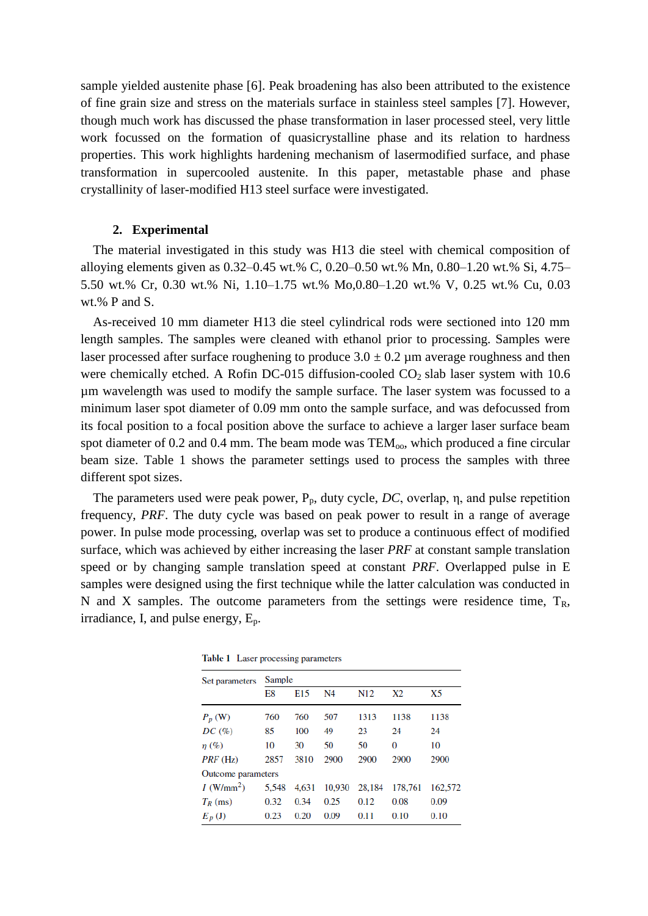sample yielded austenite phase [6]. Peak broadening has also been attributed to the existence of fine grain size and stress on the materials surface in stainless steel samples [7]. However, though much work has discussed the phase transformation in laser processed steel, very little work focussed on the formation of quasicrystalline phase and its relation to hardness properties. This work highlights hardening mechanism of lasermodified surface, and phase transformation in supercooled austenite. In this paper, metastable phase and phase crystallinity of laser-modified H13 steel surface were investigated.

## 2. Experimental

The material investigated in this study was H13 die steel with chemical composition of alloying elements given as 0.32–0.45 wt.% C, 0.20–0.50 wt.% Mn, 0.80–1.20 wt.% Si, 4.75–5.50 wt.% Cr, 0.30 wt.% Ni, 1.10–1.75 wt.% Mo,0.80–1.20 wt.% V, 0.25 wt.% Cu, 0.03 wt.% P and S.

As-received 10 mm diameter H13 die steel cylindrical rods were sectioned into 120 mm length samples. The samples were cleaned with ethanol prior to processing. Samples were laser processed after surface roughening to produce 3.0 ± 0.2 µm average roughness and then were chemically etched. A Rofin DC-015 diffusion-cooled $CO_2$ slab laser system with 10.6 µm wavelength was used to modify the sample surface. The laser system was focussed to a minimum laser spot diameter of 0.09 mm onto the sample surface, and was defocussed from its focal position to a focal position above the surface to achieve a larger laser surface beam spot diameter of 0.2 and 0.4 mm. The beam mode was $TEM_{oo}$, which produced a fine circular beam size. Table 1 shows the parameter settings used to process the samples with three different spot sizes.

The parameters used were peak power, $P_p$, duty cycle, *DC*, overlap, η, and pulse repetition frequency, *PRF*. The duty cycle was based on peak power to result in a range of average power. In pulse mode processing, overlap was set to produce a continuous effect of modified surface, which was achieved by either increasing the laser *PRF* at constant sample translation speed or by changing sample translation speed at constant *PRF*. Overlapped pulse in E samples were designed using the first technique while the latter calculation was conducted in N and X samples. The outcome parameters from the settings were residence time, $T_R$, irradiance, I, and pulse energy, $E_p$.

**Table 1** Laser processing parameters

| Set parameters | Sample | | | | | |
|---|---|---|---|---|---|---|
| | E8 | E15 | N4 | N12 | X2 | X5 |
| $P_p$ (W) | 760 | 760 | 507 | 1313 | 1138 | 1138 |
| $DC$ (%) | 85 | 100 | 49 | 23 | 24 | 24 |
| $\eta$ (%) | 10 | 30 | 50 | 50 | 0 | 10 |
| $PRF$ (Hz) | 2857 | 3810 | 2900 | 2900 | 2900 | 2900 |
| Outcome parameters | | | | | | |
| $I$ (W/mm$^2$) | 5,548 | 4,631 | 10,930 | 28,184 | 178,761 | 162,572 |
| $T_R$ (ms) | 0.32 | 0.34 | 0.25 | 0.12 | 0.08 | 0.09 |
| $E_p$ (J) | 0.23 | 0.20 | 0.09 | 0.11 | 0.10 | 0.10 |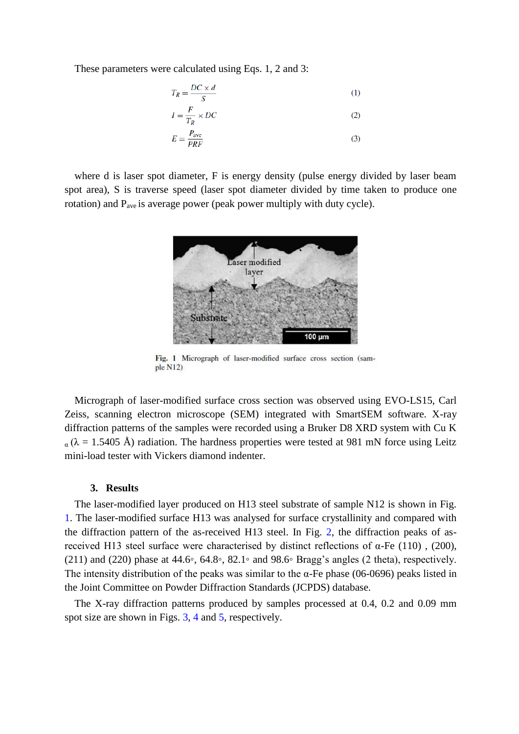These parameters were calculated using Eqs. 1, 2 and 3:

$$T_R = \frac{DC \times d}{S} \tag{1}$$

$$I = \frac{F}{T_R} \times DC \tag{2}$$

$$E = \frac{P_{ave}}{PRF} \tag{3}$$

where d is laser spot diameter, F is energy density (pulse energy divided by laser beam spot area), S is traverse speed (laser spot diameter divided by time taken to produce one rotation) and $P_{ave}$ is average power (peak power multiply with duty cycle).

**Fig. 1** Micrograph of laser-modified surface cross section (sample N12)

Micrograph of laser-modified surface cross section was observed using EVO-LS15, Carl Zeiss, scanning electron microscope (SEM) integrated with SmartSEM software. X-ray diffraction patterns of the samples were recorded using a Bruker D8 XRD system with Cu $K_{\alpha}$ ($\lambda$ = 1.5405 Å) radiation. The hardness properties were tested at 981 mN force using Leitz mini-load tester with Vickers diamond indenter.

## 3. Results

The laser-modified layer produced on H13 steel substrate of sample N12 is shown in Fig. 1. The laser-modified surface H13 was analysed for surface crystallinity and compared with the diffraction pattern of the as-received H13 steel. In Fig. 2, the diffraction peaks of as-received H13 steel surface were characterised by distinct reflections of α-Fe (110) , (200), (211) and (220) phase at 44.6◦, 64.8◦, 82.1◦ and 98.6◦ Bragg's angles (2 theta), respectively. The intensity distribution of the peaks was similar to the α-Fe phase (06-0696) peaks listed in the Joint Committee on Powder Diffraction Standards (JCPDS) database.

The X-ray diffraction patterns produced by samples processed at 0.4, 0.2 and 0.09 mm spot size are shown in Figs. 3, 4 and 5, respectively.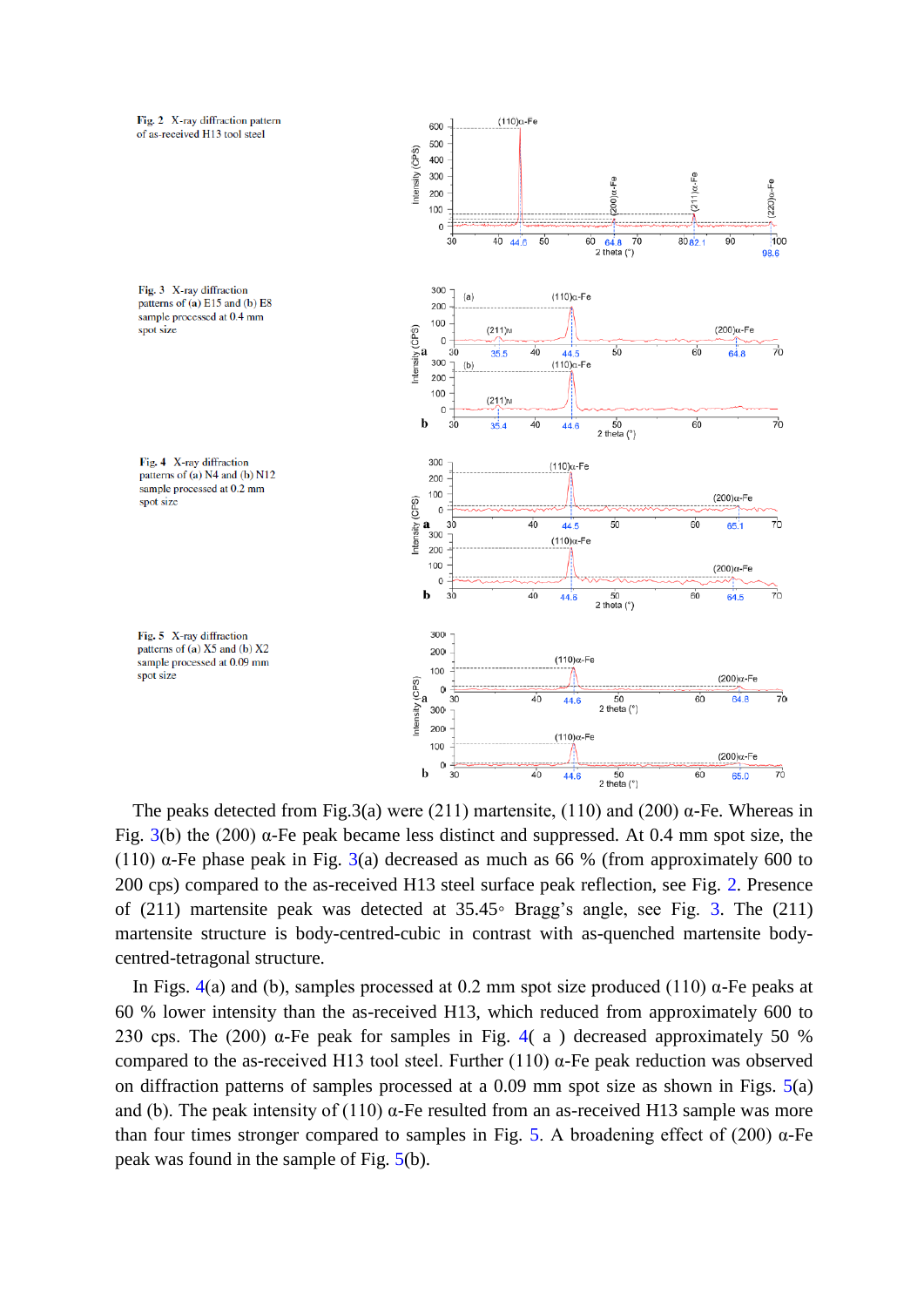Fig. 2 X-ray diffraction pattern of as-received H13 tool steel

Fig. 3 X-ray diffraction patterns of (a) E15 and (b) E8 sample processed at 0.4 mm spot size

Fig. 4 X-ray diffraction patterns of (a) N4 and (b) N12 sample processed at 0.2 mm spot size

Fig. 5 X-ray diffraction patterns of (a) X5 and (b) X2 sample processed at 0.09 mm spot size

The peaks detected from Fig.3(a) were (211) martensite, (110) and (200) α-Fe. Whereas in Fig. 3(b) the (200) α-Fe peak became less distinct and suppressed. At 0.4 mm spot size, the (110) α-Fe phase peak in Fig. 3(a) decreased as much as 66 % (from approximately 600 to 200 cps) compared to the as-received H13 steel surface peak reflection, see Fig. 2. Presence of (211) martensite peak was detected at 35.45◦ Bragg's angle, see Fig. 3. The (211) martensite structure is body-centred-cubic in contrast with as-quenched martensite body-centred-tetragonal structure.

In Figs. 4(a) and (b), samples processed at 0.2 mm spot size produced (110) α-Fe peaks at 60 % lower intensity than the as-received H13, which reduced from approximately 600 to 230 cps. The (200) α-Fe peak for samples in Fig. 4( a ) decreased approximately 50 % compared to the as-received H13 tool steel. Further (110) α-Fe peak reduction was observed on diffraction patterns of samples processed at a 0.09 mm spot size as shown in Figs. 5(a) and (b). The peak intensity of (110) α-Fe resulted from an as-received H13 sample was more than four times stronger compared to samples in Fig. 5. A broadening effect of (200) α-Fe peak was found in the sample of Fig. 5(b).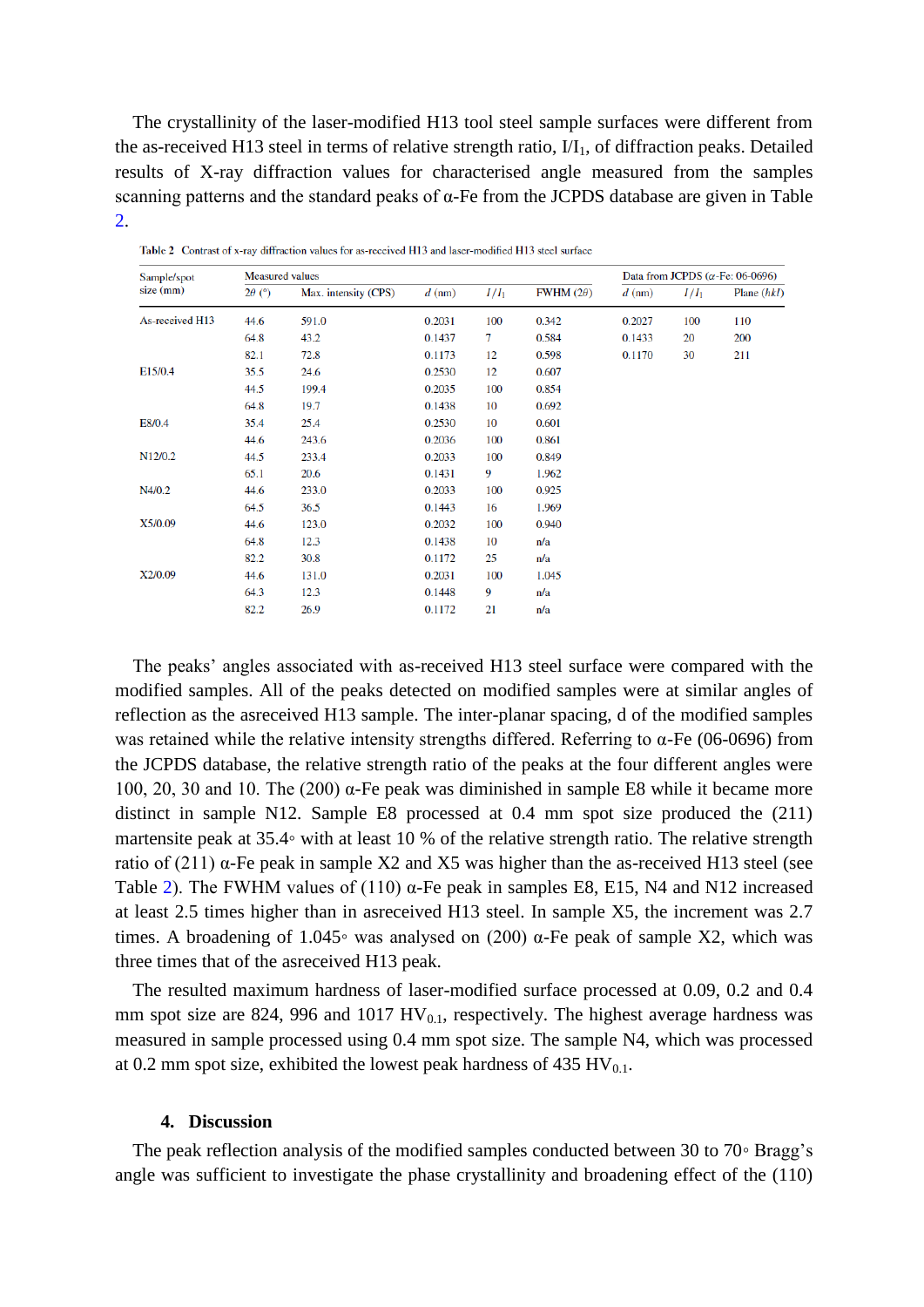The crystallinity of the laser-modified H13 tool steel sample surfaces were different from the as-received H13 steel in terms of relative strength ratio, $I/I_1$, of diffraction peaks. Detailed results of X-ray diffraction values for characterised angle measured from the samples scanning patterns and the standard peaks of α-Fe from the JCPDS database are given in Table 2.

Table 2 Contrast of x-ray diffraction values for as-received H13 and laser-modified H13 steel surface

| Sample/spot size (mm) | Measured values | | | | | Data from JCPDS (α-Fe: 06-0696) | | |
|---|---|---|---|---|---|---|---|---|
| | $2\theta$ (°) | Max. intensity (CPS) | $d$ (nm) | $I/I_1$ | FWHM ($2\theta$) | $d$ (nm) | $I/I_1$ | Plane ($hkl$) |
| As-received H13 | 44.6 | 591.0 | 0.2031 | 100 | 0.342 | 0.2027 | 100 | 110 |
| | 64.8 | 43.2 | 0.1437 | 7 | 0.584 | 0.1433 | 20 | 200 |
| | 82.1 | 72.8 | 0.1173 | 12 | 0.598 | 0.1170 | 30 | 211 |
| E15/0.4 | 35.5 | 24.6 | 0.2530 | 12 | 0.607 | | | |
| | 44.5 | 199.4 | 0.2035 | 100 | 0.854 | | | |
| | 64.8 | 19.7 | 0.1438 | 10 | 0.692 | | | |
| E8/0.4 | 35.4 | 25.4 | 0.2530 | 10 | 0.601 | | | |
| | 44.6 | 243.6 | 0.2036 | 100 | 0.861 | | | |
| N12/0.2 | 44.5 | 233.4 | 0.2033 | 100 | 0.849 | | | |
| | 65.1 | 20.6 | 0.1431 | 9 | 1.962 | | | |
| N4/0.2 | 44.6 | 233.0 | 0.2033 | 100 | 0.925 | | | |
| | 64.5 | 36.5 | 0.1443 | 16 | 1.969 | | | |
| X5/0.09 | 44.6 | 123.0 | 0.2032 | 100 | 0.940 | | | |
| | 64.8 | 12.3 | 0.1438 | 10 | n/a | | | |
| | 82.2 | 30.8 | 0.1172 | 25 | n/a | | | |
| X2/0.09 | 44.6 | 131.0 | 0.2031 | 100 | 1.045 | | | |
| | 64.3 | 12.3 | 0.1448 | 9 | n/a | | | |
| | 82.2 | 26.9 | 0.1172 | 21 | n/a | | | |

The peaks' angles associated with as-received H13 steel surface were compared with the modified samples. All of the peaks detected on modified samples were at similar angles of reflection as the asreceived H13 sample. The inter-planar spacing, d of the modified samples was retained while the relative intensity strengths differed. Referring to α-Fe (06-0696) from the JCPDS database, the relative strength ratio of the peaks at the four different angles were 100, 20, 30 and 10. The (200) α-Fe peak was diminished in sample E8 while it became more distinct in sample N12. Sample E8 processed at 0.4 mm spot size produced the (211) martensite peak at 35.4◦ with at least 10 % of the relative strength ratio. The relative strength ratio of (211) α-Fe peak in sample X2 and X5 was higher than the as-received H13 steel (see Table 2). The FWHM values of (110) α-Fe peak in samples E8, E15, N4 and N12 increased at least 2.5 times higher than in asreceived H13 steel. In sample X5, the increment was 2.7 times. A broadening of 1.045◦ was analysed on (200) α-Fe peak of sample X2, which was three times that of the asreceived H13 peak.

The resulted maximum hardness of laser-modified surface processed at 0.09, 0.2 and 0.4 mm spot size are 824, 996 and 1017 $HV_{0.1}$, respectively. The highest average hardness was measured in sample processed using 0.4 mm spot size. The sample N4, which was processed at 0.2 mm spot size, exhibited the lowest peak hardness of 435 $HV_{0.1}$.

## 4. Discussion

The peak reflection analysis of the modified samples conducted between 30 to 70◦ Bragg's angle was sufficient to investigate the phase crystallinity and broadening effect of the (110)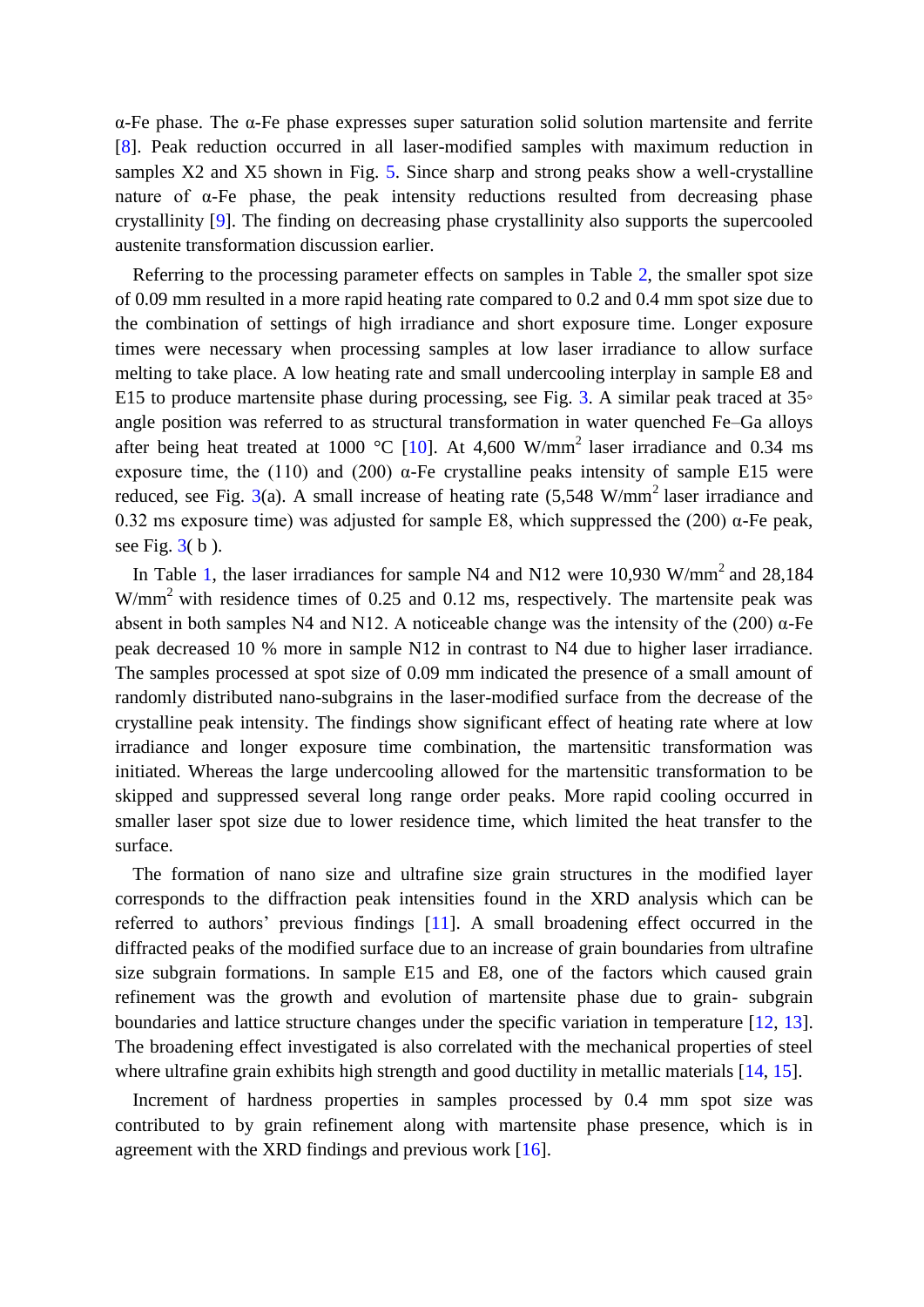α-Fe phase. The α-Fe phase expresses super saturation solid solution martensite and ferrite [8]. Peak reduction occurred in all laser-modified samples with maximum reduction in samples X2 and X5 shown in Fig. 5. Since sharp and strong peaks show a well-crystalline nature of α-Fe phase, the peak intensity reductions resulted from decreasing phase crystallinity [9]. The finding on decreasing phase crystallinity also supports the supercooled austenite transformation discussion earlier.

Referring to the processing parameter effects on samples in Table 2, the smaller spot size of 0.09 mm resulted in a more rapid heating rate compared to 0.2 and 0.4 mm spot size due to the combination of settings of high irradiance and short exposure time. Longer exposure times were necessary when processing samples at low laser irradiance to allow surface melting to take place. A low heating rate and small undercooling interplay in sample E8 and E15 to produce martensite phase during processing, see Fig. 3. A similar peak traced at 35◦ angle position was referred to as structural transformation in water quenched Fe–Ga alloys after being heat treated at 1000 °C [10]. At 4,600 W/mm$^2$ laser irradiance and 0.34 ms exposure time, the (110) and (200) α-Fe crystalline peaks intensity of sample E15 were reduced, see Fig. 3(a). A small increase of heating rate (5,548 W/mm$^2$ laser irradiance and 0.32 ms exposure time) was adjusted for sample E8, which suppressed the (200) α-Fe peak, see Fig. 3( b ).

In Table 1, the laser irradiances for sample N4 and N12 were 10,930 W/mm$^2$ and 28,184 W/mm$^2$ with residence times of 0.25 and 0.12 ms, respectively. The martensite peak was absent in both samples N4 and N12. A noticeable change was the intensity of the (200) α-Fe peak decreased 10 % more in sample N12 in contrast to N4 due to higher laser irradiance. The samples processed at spot size of 0.09 mm indicated the presence of a small amount of randomly distributed nano-subgrains in the laser-modified surface from the decrease of the crystalline peak intensity. The findings show significant effect of heating rate where at low irradiance and longer exposure time combination, the martensitic transformation was initiated. Whereas the large undercooling allowed for the martensitic transformation to be skipped and suppressed several long range order peaks. More rapid cooling occurred in smaller laser spot size due to lower residence time, which limited the heat transfer to the surface.

The formation of nano size and ultrafine size grain structures in the modified layer corresponds to the diffraction peak intensities found in the XRD analysis which can be referred to authors' previous findings [11]. A small broadening effect occurred in the diffracted peaks of the modified surface due to an increase of grain boundaries from ultrafine size subgrain formations. In sample E15 and E8, one of the factors which caused grain refinement was the growth and evolution of martensite phase due to grain- subgrain boundaries and lattice structure changes under the specific variation in temperature [12, 13]. The broadening effect investigated is also correlated with the mechanical properties of steel where ultrafine grain exhibits high strength and good ductility in metallic materials [14, 15].

Increment of hardness properties in samples processed by 0.4 mm spot size was contributed to by grain refinement along with martensite phase presence, which is in agreement with the XRD findings and previous work [16].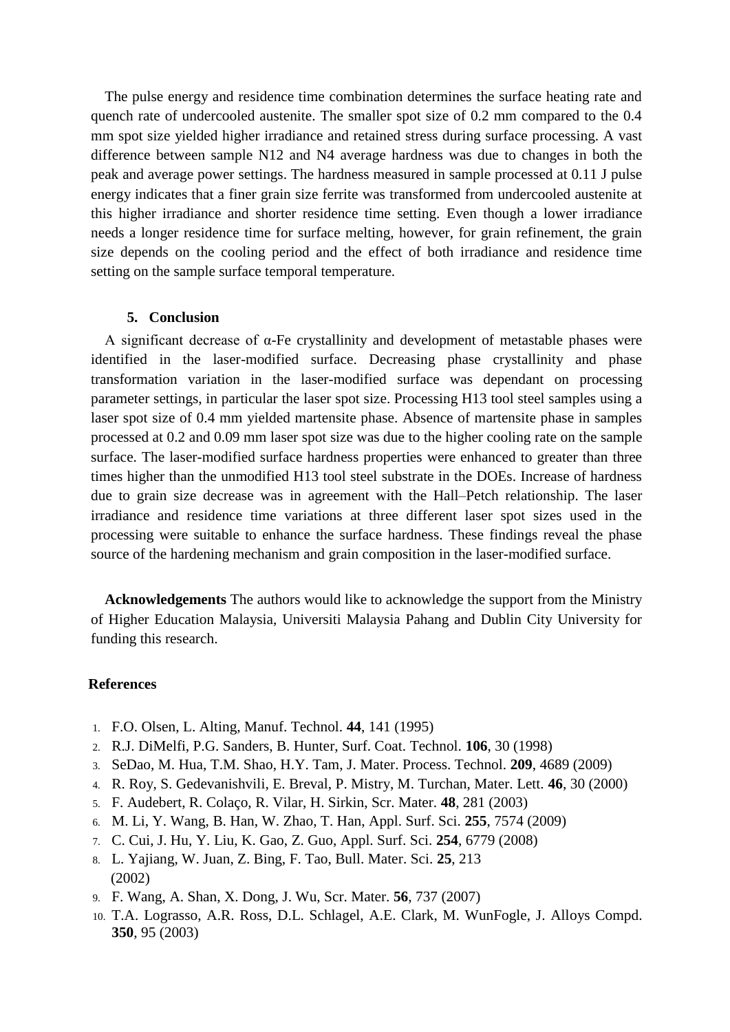The pulse energy and residence time combination determines the surface heating rate and quench rate of undercooled austenite. The smaller spot size of 0.2 mm compared to the 0.4 mm spot size yielded higher irradiance and retained stress during surface processing. A vast difference between sample N12 and N4 average hardness was due to changes in both the peak and average power settings. The hardness measured in sample processed at 0.11 J pulse energy indicates that a finer grain size ferrite was transformed from undercooled austenite at this higher irradiance and shorter residence time setting. Even though a lower irradiance needs a longer residence time for surface melting, however, for grain refinement, the grain size depends on the cooling period and the effect of both irradiance and residence time setting on the sample surface temporal temperature.

## 5. Conclusion

A significant decrease of α-Fe crystallinity and development of metastable phases were identified in the laser-modified surface. Decreasing phase crystallinity and phase transformation variation in the laser-modified surface was dependant on processing parameter settings, in particular the laser spot size. Processing H13 tool steel samples using a laser spot size of 0.4 mm yielded martensite phase. Absence of martensite phase in samples processed at 0.2 and 0.09 mm laser spot size was due to the higher cooling rate on the sample surface. The laser-modified surface hardness properties were enhanced to greater than three times higher than the unmodified H13 tool steel substrate in the DOEs. Increase of hardness due to grain size decrease was in agreement with the Hall–Petch relationship. The laser irradiance and residence time variations at three different laser spot sizes used in the processing were suitable to enhance the surface hardness. These findings reveal the phase source of the hardening mechanism and grain composition in the laser-modified surface.

**Acknowledgements** The authors would like to acknowledge the support from the Ministry of Higher Education Malaysia, Universiti Malaysia Pahang and Dublin City University for funding this research.

## References

1. F.O. Olsen, L. Alting, Manuf. Technol. **44**, 141 (1995)
2. R.J. DiMelfi, P.G. Sanders, B. Hunter, Surf. Coat. Technol. **106**, 30 (1998)
3. SeDao, M. Hua, T.M. Shao, H.Y. Tam, J. Mater. Process. Technol. **209**, 4689 (2009)
4. R. Roy, S. Gedevanishvili, E. Breval, P. Mistry, M. Turchan, Mater. Lett. **46**, 30 (2000)
5. F. Audebert, R. Colaço, R. Vilar, H. Sirkin, Scr. Mater. **48**, 281 (2003)
6. M. Li, Y. Wang, B. Han, W. Zhao, T. Han, Appl. Surf. Sci. **255**, 7574 (2009)
7. C. Cui, J. Hu, Y. Liu, K. Gao, Z. Guo, Appl. Surf. Sci. **254**, 6779 (2008)
8. L. Yajiang, W. Juan, Z. Bing, F. Tao, Bull. Mater. Sci. **25**, 213 (2002)
9. F. Wang, A. Shan, X. Dong, J. Wu, Scr. Mater. **56**, 737 (2007)
10. T.A. Lograsso, A.R. Ross, D.L. Schlagel, A.E. Clark, M. WunFogle, J. Alloys Compd. **350**, 95 (2003)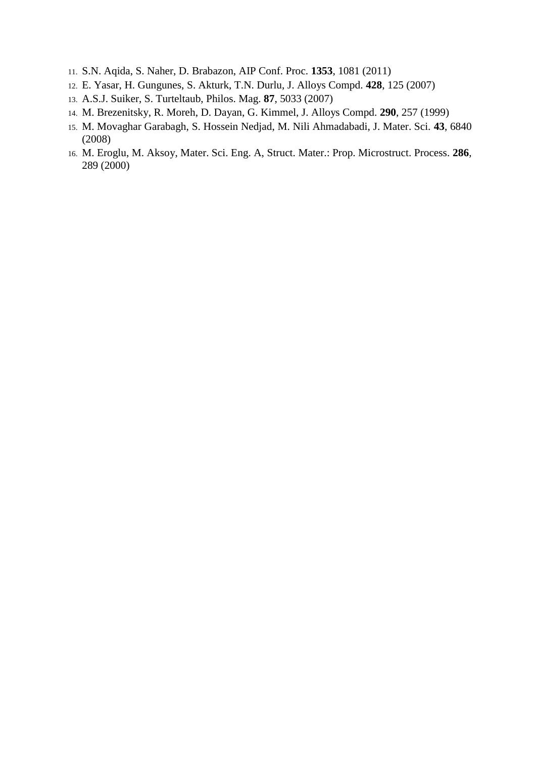11. S.N. Aqida, S. Naher, D. Brabazon, AIP Conf. Proc. **1353**, 1081 (2011)
12. E. Yasar, H. Gungunes, S. Akturk, T.N. Durlu, J. Alloys Compd. **428**, 125 (2007)
13. A.S.J. Suiker, S. Turteltaub, Philos. Mag. **87**, 5033 (2007)
14. M. Brezenitsky, R. Moreh, D. Dayan, G. Kimmel, J. Alloys Compd. **290**, 257 (1999)
15. M. Movaghar Garabagh, S. Hossein Nedjad, M. Nili Ahmadabadi, J. Mater. Sci. **43**, 6840 (2008)
16. M. Eroglu, M. Aksoy, Mater. Sci. Eng. A, Struct. Mater.: Prop. Microstruct. Process. **286**, 289 (2000)